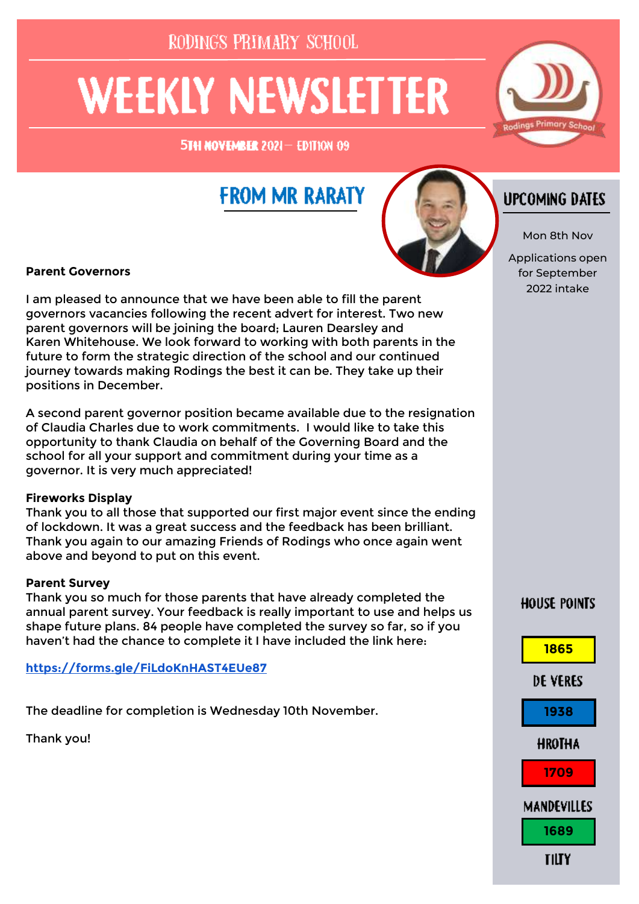RODINGS PRIMARY SCHOOL

# WEEKLY NEWSLETTER

5TH NOVEMBER 2021 – EDITION 09

## FROM MR RARATY

**Parent Governors**

I am pleased to announce that we have been able to fill the parent governors vacancies following the recent advert for interest. Two new parent governors will be joining the board; Lauren Dearsley and Karen Whitehouse. We look forward to working with both parents in the future to form the strategic direction of the school and our continued journey towards making Rodings the best it can be. They take up their positions in December.

A second parent governor position became available due to the resignation of Claudia Charles due to work commitments. I would like to take this opportunity to thank Claudia on behalf of the Governing Board and the school for all your support and commitment during your time as a governor. It is very much appreciated!

**Fireworks Display**

Thank you to all those that supported our first major event since the ending of lockdown. It was a great success and the feedback has been brilliant. Thank you again to our amazing Friends of Rodings who once again went above and beyond to put on this event.

**Parent Survey**

Thank you so much for those parents that have already completed the annual parent survey. Your feedback is really important to use and helps us shape future plans. 84 people have completed the survey so far, so if you haven't had the chance to complete it I have included the link here:

https://forms.gle/FiLdoKnHAST4EUe87

The deadline for completion is Wednesday 10th November.

Thank you!

## UPCOMING DATES

Mon 8th Nov

Applications open for September 2022 intake

## HOUSE POINTS

| Points | House |
|---|---|
| 1865 | DE VERES |
| 1938 | HROTHA |
| 1709 | MANDEVILLES |
| 1689 | TILTY |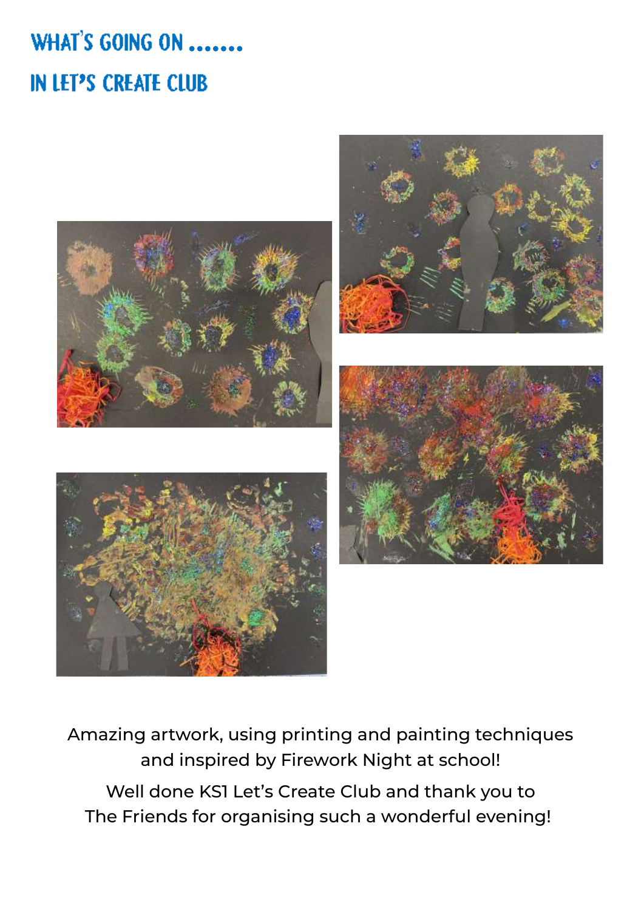# WHAT'S GOING ON .......

# IN LET'S CREATE CLUB

Amazing artwork, using printing and painting techniques and inspired by Firework Night at school!

Well done KS1 Let's Create Club and thank you to The Friends for organising such a wonderful evening!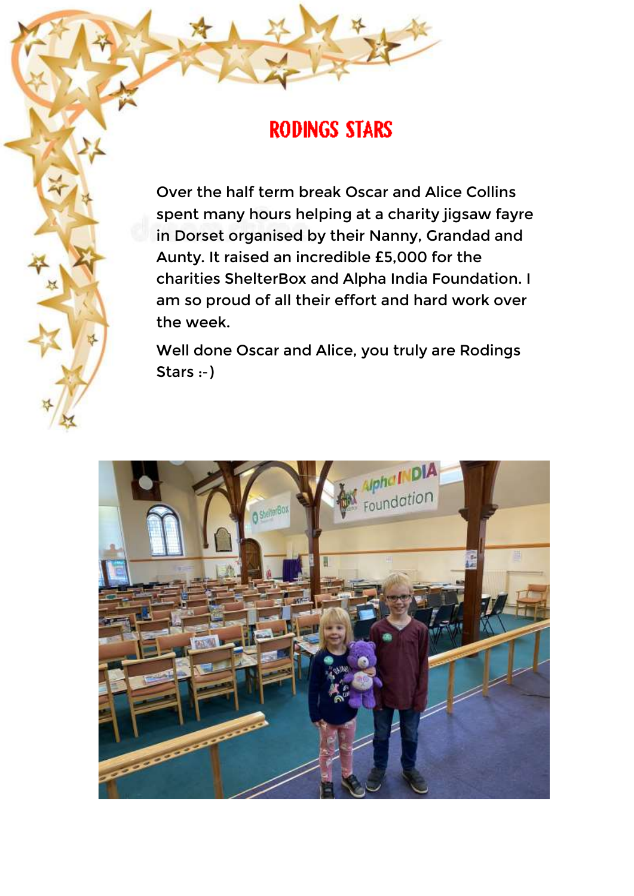# RODINGS STARS

Over the half term break Oscar and Alice Collins spent many hours helping at a charity jigsaw fayre in Dorset organised by their Nanny, Grandad and Aunty. It raised an incredible £5,000 for the charities ShelterBox and Alpha India Foundation. I am so proud of all their effort and hard work over the week.

Well done Oscar and Alice, you truly are Rodings Stars :-)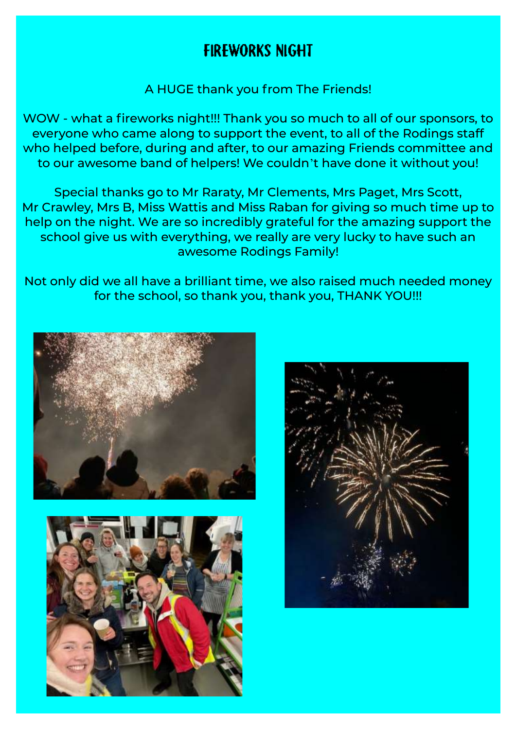# FIREWORKS NIGHT

A HUGE thank you from The Friends!

WOW - what a fireworks night!!! Thank you so much to all of our sponsors, to everyone who came along to support the event, to all of the Rodings staff who helped before, during and after, to our amazing Friends committee and to our awesome band of helpers! We couldn't have done it without you!

Special thanks go to Mr Raraty, Mr Clements, Mrs Paget, Mrs Scott, Mr Crawley, Mrs B, Miss Wattis and Miss Raban for giving so much time up to help on the night. We are so incredibly grateful for the amazing support the school give us with everything, we really are very lucky to have such an awesome Rodings Family!

Not only did we all have a brilliant time, we also raised much needed money for the school, so thank you, thank you, THANK YOU!!!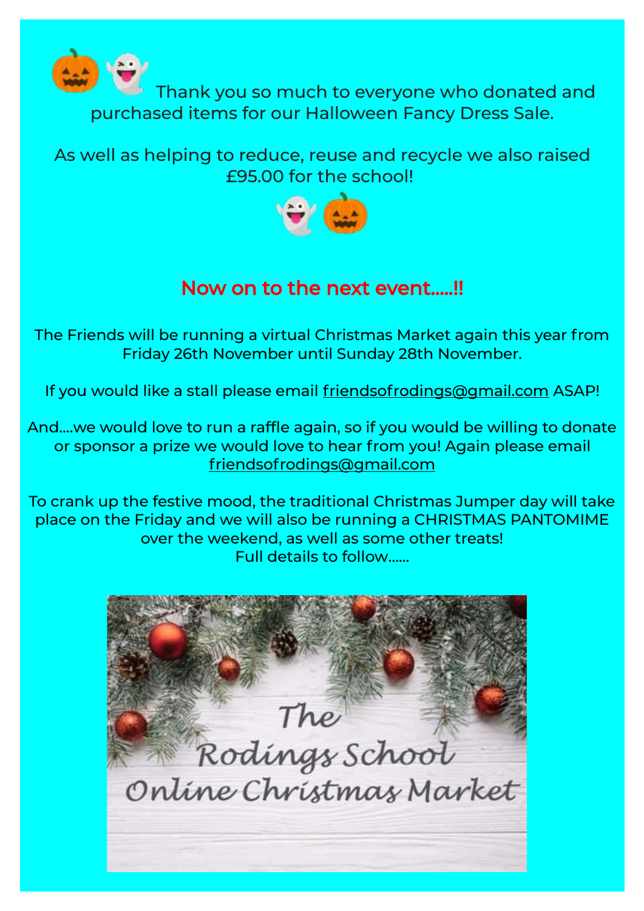🎃👻 Thank you so much to everyone who donated and purchased items for our Halloween Fancy Dress Sale.

As well as helping to reduce, reuse and recycle we also raised £95.00 for the school!

👻🎃

## Now on to the next event.....!!

The Friends will be running a virtual Christmas Market again this year from Friday 26th November until Sunday 28th November.

If you would like a stall please email friendsofrodings@gmail.com ASAP!

And....we would love to run a raffle again, so if you would be willing to donate or sponsor a prize we would love to hear from you! Again please email friendsofrodings@gmail.com

To crank up the festive mood, the traditional Christmas Jumper day will take place on the Friday and we will also be running a CHRISTMAS PANTOMIME over the weekend, as well as some other treats!
Full details to follow......

The Rodings School Online Christmas Market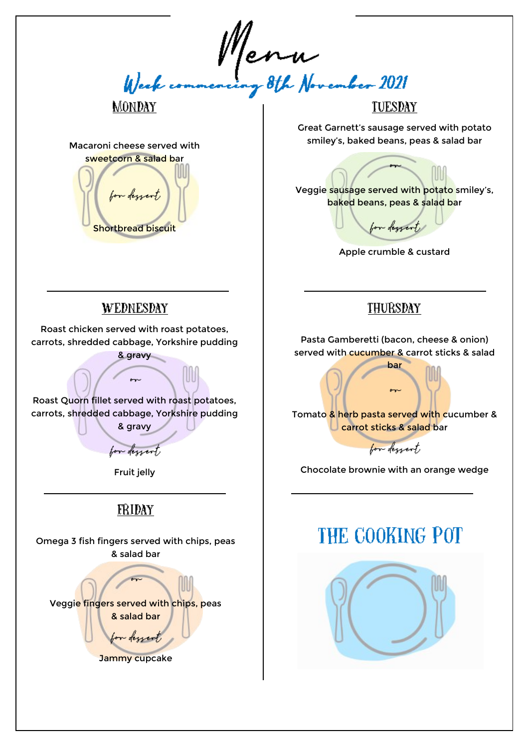# Menu

## Week commencing 8th November 2021

### MONDAY

Macaroni cheese served with sweetcorn & salad bar

*for dessert*

Shortbread biscuit

### TUESDAY

Great Garnett's sausage served with potato smiley's, baked beans, peas & salad bar

*or*

Veggie sausage served with potato smiley's, baked beans, peas & salad bar

*for dessert*

Apple crumble & custard

### WEDNESDAY

Roast chicken served with roast potatoes, carrots, shredded cabbage, Yorkshire pudding & gravy

*or*

Roast Quorn fillet served with roast potatoes, carrots, shredded cabbage, Yorkshire pudding & gravy

*for dessert*

Fruit jelly

### THURSDAY

Pasta Gambaretti (bacon, cheese & onion) served with cucumber & carrot sticks & salad bar

*or*

Tomato & herb pasta served with cucumber & carrot sticks & salad bar

*for dessert*

Chocolate brownie with an orange wedge

### FRIDAY

Omega 3 fish fingers served with chips, peas & salad bar

*or*

Veggie fingers served with chips, peas & salad bar

*for dessert*

Jammy cupcake

## THE COOKING POT